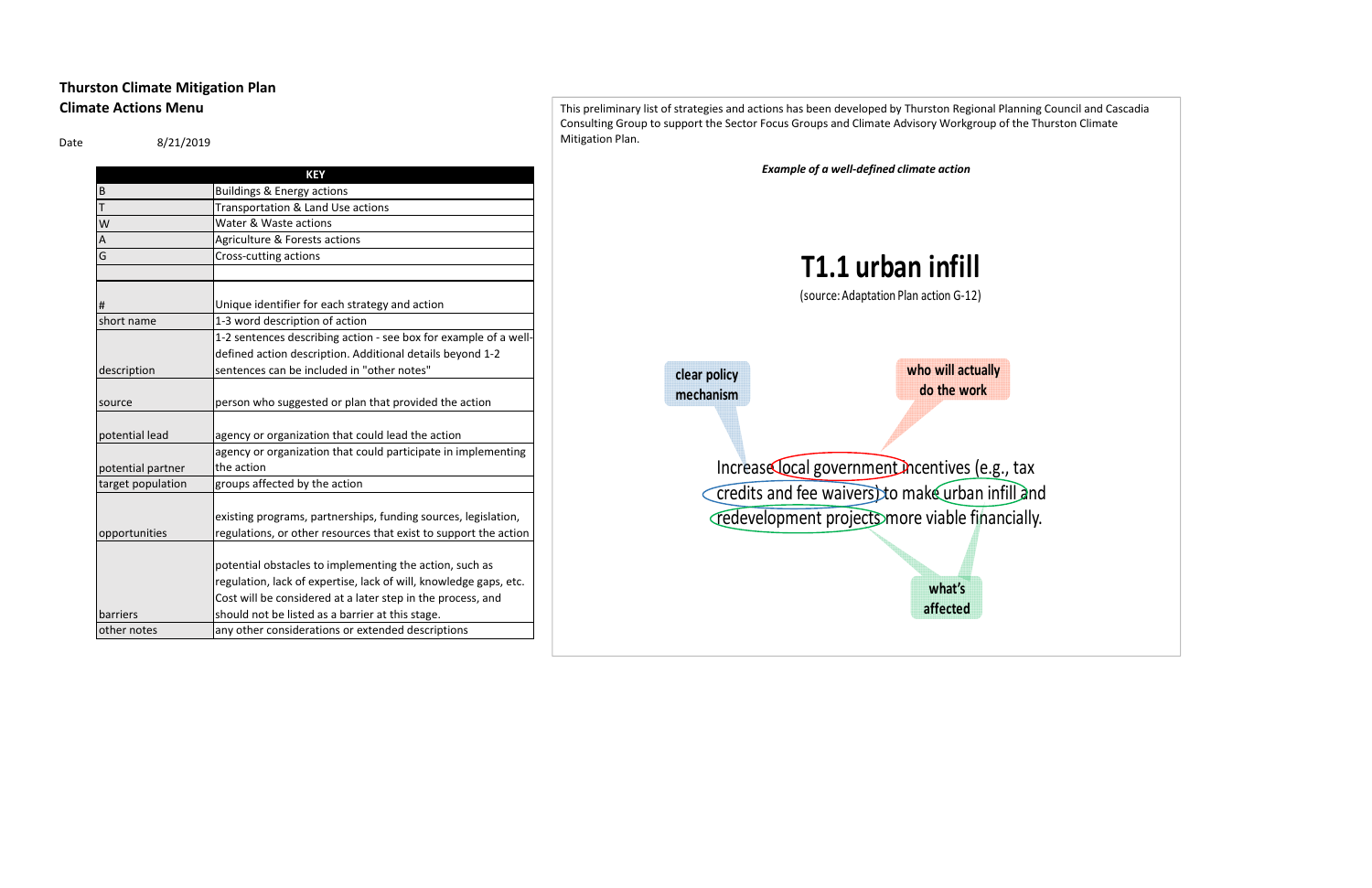**Thurston Climate Mitigation Plan**
**Climate Actions Menu**

Date 8/21/2019

| KEY | |
|---|---|
| B | Buildings & Energy actions |
| T | Transportation & Land Use actions |
| W | Water & Waste actions |
| A | Agriculture & Forests actions |
| G | Cross-cutting actions |
| | |
| # | Unique identifier for each strategy and action |
| short name | 1-3 word description of action |
| description | 1-2 sentences describing action - see box for example of a well-defined action description. Additional details beyond 1-2 sentences can be included in "other notes" |
| source | person who suggested or plan that provided the action |
| potential lead | agency or organization that could lead the action |
| potential partner | agency or organization that could participate in implementing the action |
| target population | groups affected by the action |
| opportunities | existing programs, partnerships, funding sources, legislation, regulations, or other resources that exist to support the action |
| barriers | potential obstacles to implementing the action, such as regulation, lack of expertise, lack of will, knowledge gaps, etc. Cost will be considered at a later step in the process, and should not be listed as a barrier at this stage. |
| other notes | any other considerations or extended descriptions |

This preliminary list of strategies and actions has been developed by Thurston Regional Planning Council and Cascadia Consulting Group to support the Sector Focus Groups and Climate Advisory Workgroup of the Thurston Climate Mitigation Plan.

***Example of a well-defined climate action***

**T1.1 urban infill**

(source: Adaptation Plan action G-12)

Increase local government incentives (e.g., tax credits and fee waivers) to make urban infill and redevelopment projects more viable financially.

- clear policy mechanism: tax credits and fee waivers
- who will actually do the work: local government
- what's affected: urban infill and redevelopment projects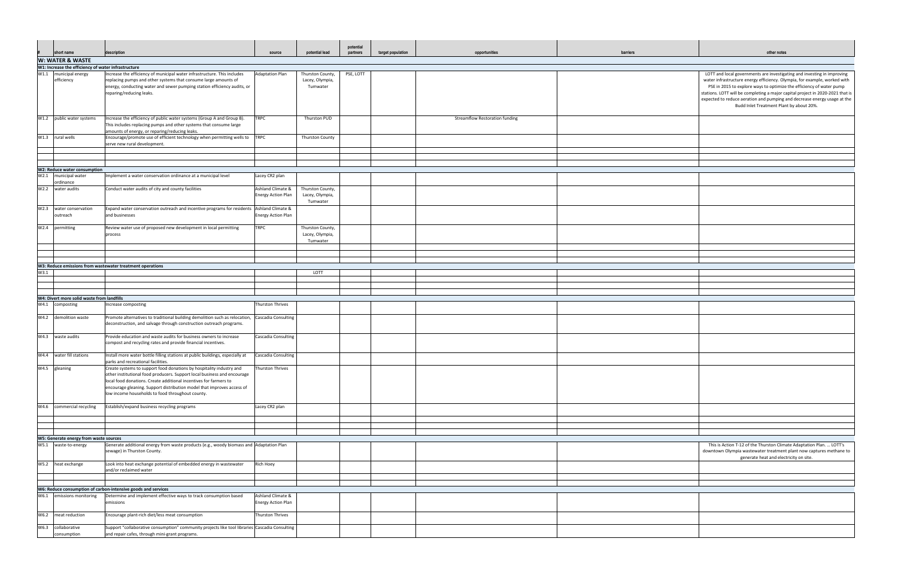| # | short name | description | source | potential lead | potential partners | target population | opportunities | barriers | other notes |
|---|---|---|---|---|---|---|---|---|---|
| **W: WATER & WASTE** | | | | | | | | | |
| **W1: Increase the efficiency of water infrastructure** | | | | | | | | | |
| W1.1 | municipal energy efficiency | Increase the efficiency of municipal water infrastructure. This includes replacing pumps and other systems that consume large amounts of energy, conducting water and sewer pumping station efficiency audits, or reparing/reducing leaks. | Adaptation Plan | Thurston County, Lacey, Olympia, Tumwater | PSE, LOTT | | | | LOTT and local governments are investigating and investing in improving water infrastructure energy efficiency. Olympia, for example, worked with PSE in 2015 to explore ways to optimize the efficiency of water pump stations. LOTT will be completing a major capital project in 2020-2021 that is expected to reduce aeration and pumping and decrease energy usage at the Budd Inlet Treatment Plant by about 20%. |
| W1.2 | public water systems | Increase the efficiency of public water systems (Group A and Group B). This includes replacing pumps and other systems that consume large amounts of energy, or reparing/reducing leaks. | TRPC | Thurston PUD | | | Streamflow Restoration funding | | |
| W1.3 | rural wells | Encourage/promote use of efficient technology when permitting wells to serve new rural development. | TRPC | Thurston County | | | | | |
| | | | | | | | | | |
| | | | | | | | | | |
| | | | | | | | | | |
| **W2: Reduce water consumption** | | | | | | | | | |
| W2.1 | municipal water ordinance | Implement a water conservation ordinance at a municipal level | Lacey CR2 plan | | | | | | |
| W2.2 | water audits | Conduct water audits of city and county facilities | Ashland Climate & Energy Action Plan | Thurston County, Lacey, Olympia, Tumwater | | | | | |
| W2.3 | water conservation outreach | Expand water conservation outreach and incentive programs for residents and businesses | Ashland Climate & Energy Action Plan | | | | | | |
| W2.4 | permitting | Review water use of proposed new development in local permitting process | TRPC | Thurston County, Lacey, Olympia, Tumwater | | | | | |
| | | | | | | | | | |
| | | | | | | | | | |
| | | | | | | | | | |
| **W3: Reduce emissions from wastewater treatment operations** | | | | | | | | | |
| W3.1 | | | | LOTT | | | | | |
| | | | | | | | | | |
| | | | | | | | | | |
| | | | | | | | | | |
| **W4: Divert more solid waste from landfills** | | | | | | | | | |
| W4.1 | composting | Increase composting | Thurston Thrives | | | | | | |
| W4.2 | demolition waste | Promote alternatives to traditional building demolition such as relocation, deconstruction, and salvage through construction outreach programs. | Cascadia Consulting | | | | | | |
| W4.3 | waste audits | Provide education and waste audits for business owners to increase compost and recycling rates and provide financial incentives. | Cascadia Consulting | | | | | | |
| W4.4 | water fill stations | Install more water bottle filling stations at public buildings, especially at parks and recreational facilities. | Cascadia Consulting | | | | | | |
| W4.5 | gleaning | Create systems to support food donations by hospitality industry and other institutional food producers. Support local business and encourage local food donations. Create additional incentives for farmers to encourage gleaning. Support distribution model that improves access of low income households to food throughout county. | Thurston Thrives | | | | | | |
| W4.6 | commercial recycling | Establish/expand business recycling programs | Lacey CR2 plan | | | | | | |
| | | | | | | | | | |
| | | | | | | | | | |
| | | | | | | | | | |
| **W5: Generate energy from waste sources** | | | | | | | | | |
| W5.1 | waste-to-energy | Generate additional energy from waste products (e.g., woody biomass and sewage) in Thurston County. | Adaptation Plan | | | | | | This is Action T-12 of the Thurston Climate Adaptation Plan. ... LOTT's downtown Olympia wastewater treatment plant now captures methane to generate heat and electricity on site. |
| W5.2 | heat exchange | Look into heat exchange potential of embedded energy in wastewater and/or reclaimed water | Rich Hoey | | | | | | |
| | | | | | | | | | |
| | | | | | | | | | |
| **W6: Reduce consumption of carbon-intensive goods and services** | | | | | | | | | |
| W6.1 | emissions monitoring | Determine and implement effective ways to track consumption based emissions | Ashland Climate & Energy Action Plan | | | | | | |
| W6.2 | meat reduction | Encourage plant-rich diet/less meat consumption | Thurston Thrives | | | | | | |
| W6.3 | collaborative consumption | Support "collaborative consumption" community projects like tool libraries and repair cafes, through mini-grant programs. | Cascadia Consulting | | | | | | |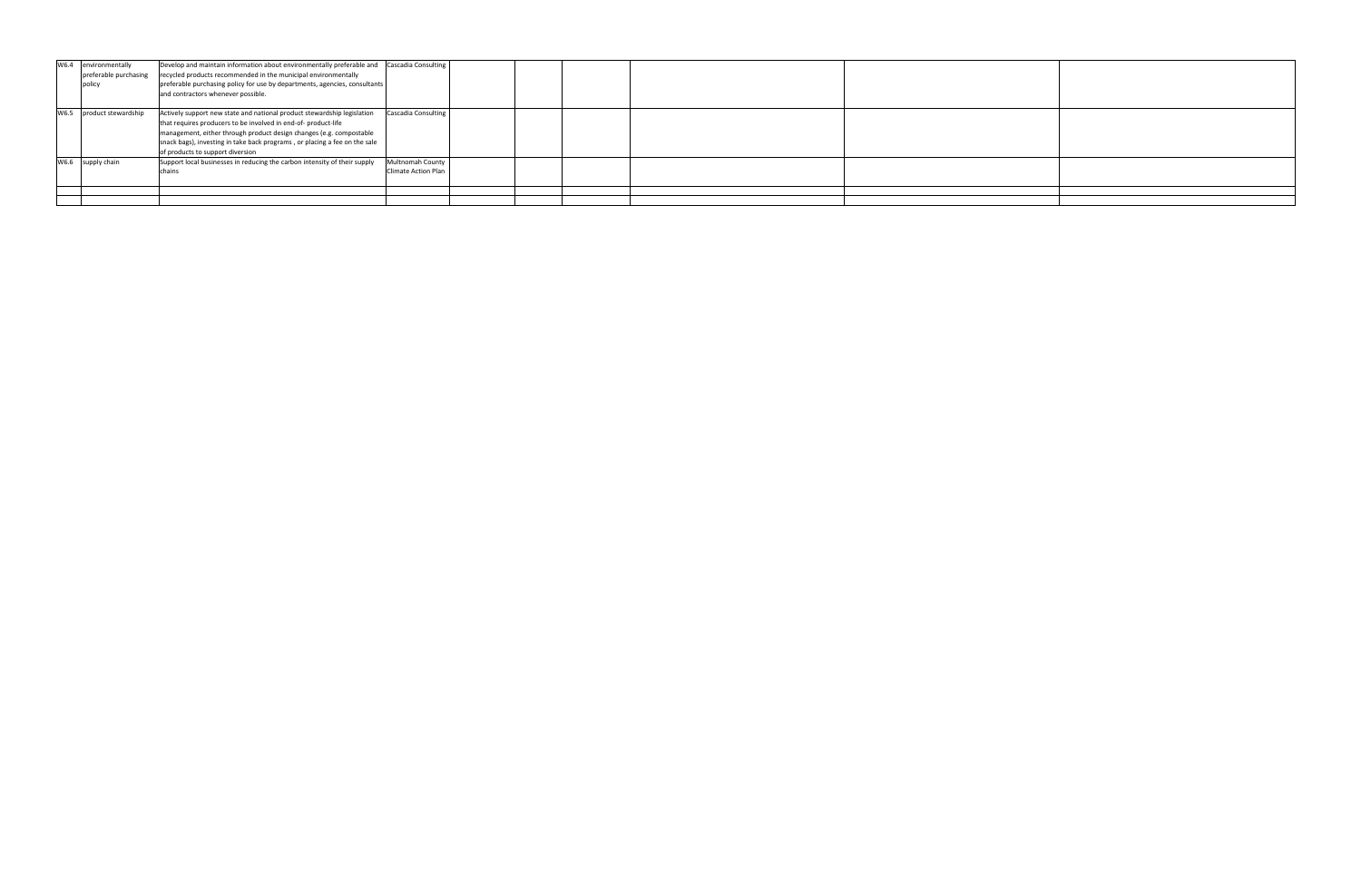| | | | | | | | | | |
|---|---|---|---|---|---|---|---|---|---|
| W6.4 | environmentally preferable purchasing policy | Develop and maintain information about environmentally preferable and recycled products recommended in the municipal environmentally preferable purchasing policy for use by departments, agencies, consultants and contractors whenever possible. | Cascadia Consulting | | | | | | |
| W6.5 | product stewardship | Actively support new state and national product stewardship legislation that requires producers to be involved in end-of- product-life management, either through product design changes (e.g. compostable snack bags), investing in take back programs , or placing a fee on the sale of products to support diversion | Cascadia Consulting | | | | | | |
| W6.6 | supply chain | Support local businesses in reducing the carbon intensity of their supply chains | Multnomah County Climate Action Plan | | | | | | |
| | | | | | | | | | |
| | | | | | | | | | |